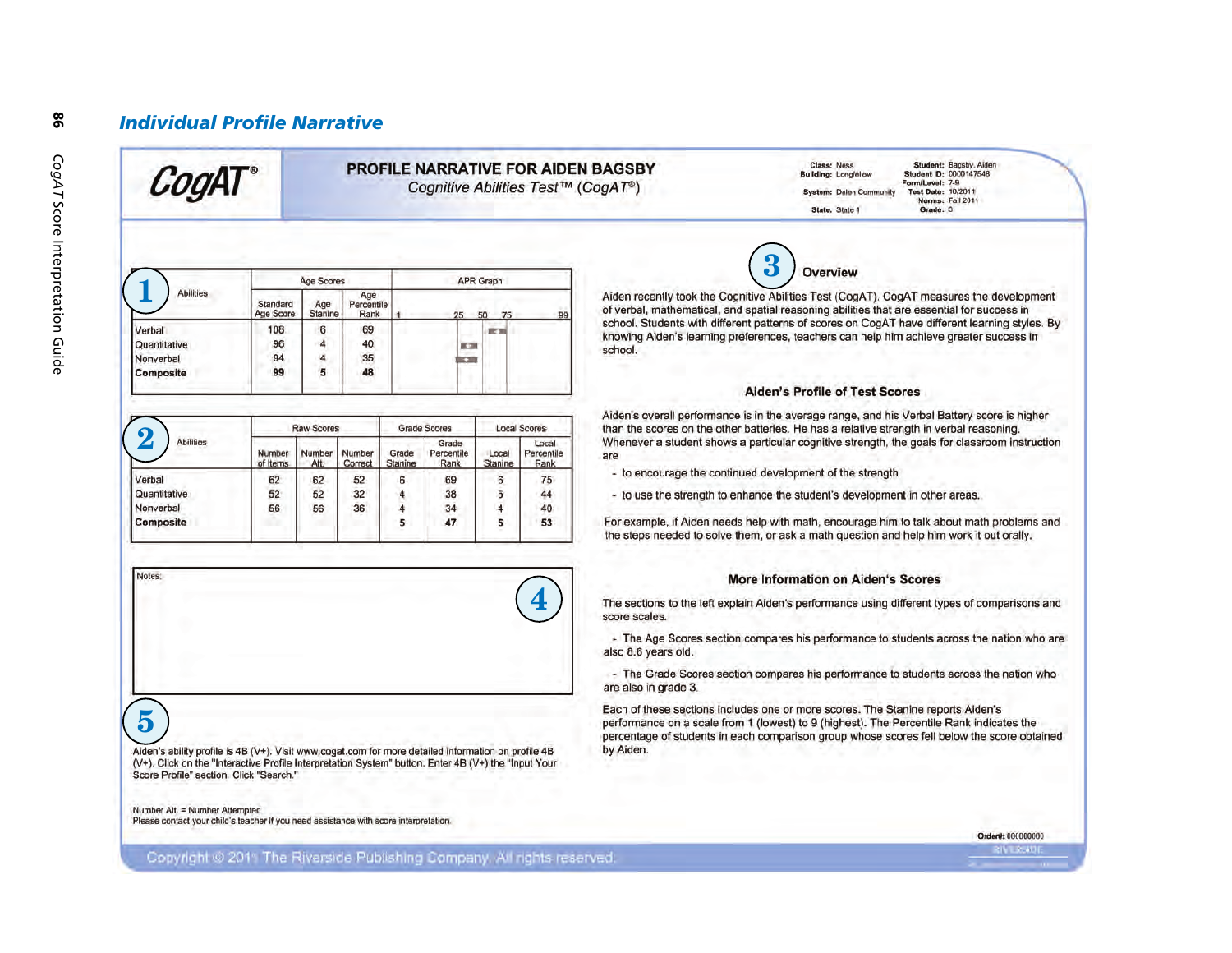## Individual Profile Narrative

**CogAT®**

**PROFILE NARRATIVE FOR AIDEN BAGSBY**

*Cognitive Abilities Test™ (CogAT®)*

**Class:** Ness
**Building:** Longfellow
**System:** Dalen Community
**State:** State 1

**Student:** Bagsby, Aiden
**Student ID:** 0000147548
**Form/Level:** 7-9
**Test Date:** 10/2011
**Norms:** Fall 2011
**Grade:** 3

1

| Abilities | Age Scores | | | APR Graph |
|---|---|---|---|---|
| | Standard Age Score | Age Stanine | Age Percentile Rank | 1 25 50 75 99 |
| Verbal | 108 | 6 | 69 | |
| Quantitative | 96 | 4 | 40 | |
| Nonverbal | 94 | 4 | 35 | |
| **Composite** | **99** | **5** | **48** | |

2

| Abilities | Raw Scores | | | Grade Scores | | Local Scores | |
|---|---|---|---|---|---|---|---|
| | Number of Items | Number Att. | Number Correct | Grade Stanine | Grade Percentile Rank | Local Stanine | Local Percentile Rank |
| Verbal | 62 | 62 | 52 | 6 | 69 | 6 | 75 |
| Quantitative | 52 | 52 | 32 | 4 | 38 | 5 | 44 |
| Nonverbal | 56 | 56 | 36 | 4 | 34 | 4 | 40 |
| **Composite** | | | | **5** | **47** | **5** | **53** |

Notes:

4

5

Aiden's ability profile is 4B (V+). Visit www.cogat.com for more detailed information on profile 4B (V+). Click on the "Interactive Profile Interpretation System" button. Enter 4B (V+) the "Input Your Score Profile" section. Click "Search."

Number Att. = Number Attempted
Please contact your child's teacher if you need assistance with score interpretation.

### 3 Overview

Aiden recently took the Cognitive Abilities Test (CogAT). CogAT measures the development of verbal, mathematical, and spatial reasoning abilities that are essential for success in school. Students with different patterns of scores on CogAT have different learning styles. By knowing Aiden's learning preferences, teachers can help him achieve greater success in school.

### Aiden's Profile of Test Scores

Aiden's overall performance is in the average range, and his Verbal Battery score is higher than the scores on the other batteries. He has a relative strength in verbal reasoning. Whenever a student shows a particular cognitive strength, the goals for classroom instruction are

- to encourage the continued development of the strength
- to use the strength to enhance the student's development in other areas.

For example, if Aiden needs help with math, encourage him to talk about math problems and the steps needed to solve them, or ask a math question and help him work it out orally.

### More Information on Aiden's Scores

The sections to the left explain Aiden's performance using different types of comparisons and score scales.

- The Age Scores section compares his performance to students across the nation who are also 8.6 years old.
- The Grade Scores section compares his performance to students across the nation who are also in grade 3.

Each of these sections includes one or more scores. The Stanine reports Aiden's performance on a scale from 1 (lowest) to 9 (highest). The Percentile Rank indicates the percentage of students in each comparison group whose scores fell below the score obtained by Aiden.

Order#: 000000000

Copyright © 2011 The Riverside Publishing Company. All rights reserved.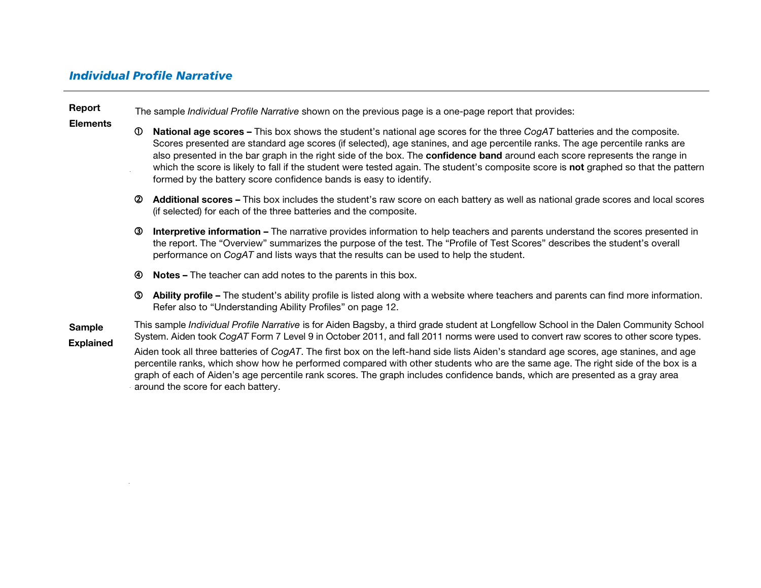## *Individual Profile Narrative*

**Report Elements**

The sample *Individual Profile Narrative* shown on the previous page is a one-page report that provides:

① **National age scores –** This box shows the student's national age scores for the three *CogAT* batteries and the composite. Scores presented are standard age scores (if selected), age stanines, and age percentile ranks. The age percentile ranks are also presented in the bar graph in the right side of the box. The **confidence band** around each score represents the range in which the score is likely to fall if the student were tested again. The student's composite score is **not** graphed so that the pattern formed by the battery score confidence bands is easy to identify.

② **Additional scores –** This box includes the student's raw score on each battery as well as national grade scores and local scores (if selected) for each of the three batteries and the composite.

③ **Interpretive information –** The narrative provides information to help teachers and parents understand the scores presented in the report. The "Overview" summarizes the purpose of the test. The "Profile of Test Scores" describes the student's overall performance on *CogAT* and lists ways that the results can be used to help the student.

④ **Notes –** The teacher can add notes to the parents in this box.

⑤ **Ability profile –** The student's ability profile is listed along with a website where teachers and parents can find more information. Refer also to "Understanding Ability Profiles" on page 12.

**Sample Explained**

This sample *Individual Profile Narrative* is for Aiden Bagsby, a third grade student at Longfellow School in the Dalen Community School System. Aiden took *CogAT* Form 7 Level 9 in October 2011, and fall 2011 norms were used to convert raw scores to other score types.

Aiden took all three batteries of *CogAT*. The first box on the left-hand side lists Aiden's standard age scores, age stanines, and age percentile ranks, which show how he performed compared with other students who are the same age. The right side of the box is a graph of each of Aiden's age percentile rank scores. The graph includes confidence bands, which are presented as a gray area around the score for each battery.